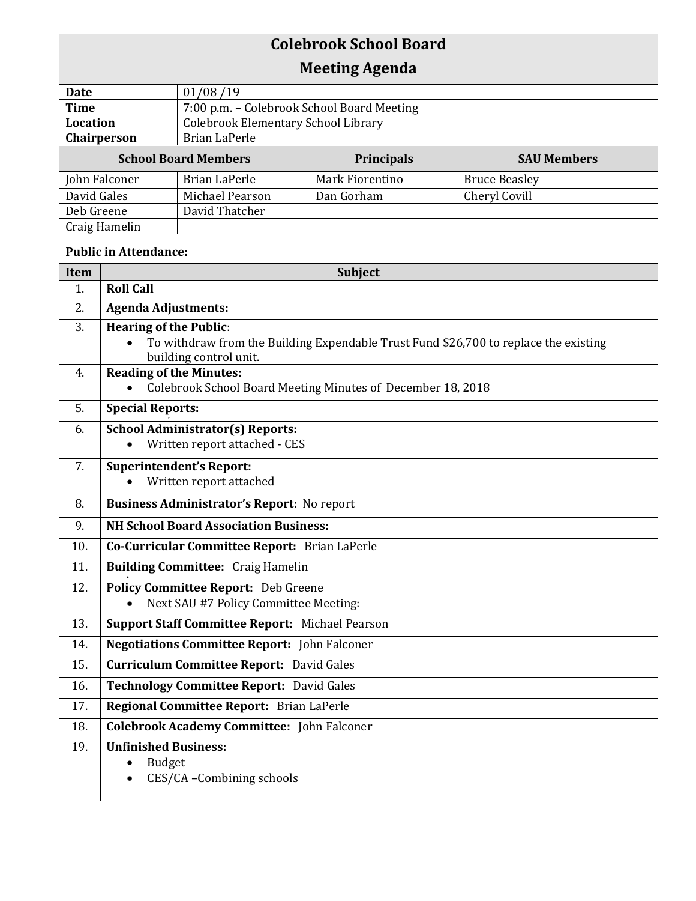# Colebrook School Board
## Meeting Agenda

| | |
|---|---|
| **Date** | 01/08 /19 |
| **Time** | 7:00 p.m. – Colebrook School Board Meeting |
| **Location** | Colebrook Elementary School Library |
| **Chairperson** | Brian LaPerle |

| School Board Members | | Principals | SAU Members |
|---|---|---|---|
| John Falconer | Brian LaPerle | Mark Fiorentino | Bruce Beasley |
| David Gales | Michael Pearson | Dan Gorham | Cheryl Covill |
| Deb Greene | David Thatcher | | |
| Craig Hamelin | | | |

**Public in Attendance:**

| Item | Subject |
|---|---|
| 1. | **Roll Call** |
| 2. | **Agenda Adjustments:** |
| 3. | **Hearing of the Public**: <br> • To withdraw from the Building Expendable Trust Fund $26,700 to replace the existing building control unit. |
| 4. | **Reading of the Minutes:** <br> • Colebrook School Board Meeting Minutes of December 18, 2018 |
| 5. | **Special Reports:** |
| 6. | **School Administrator(s) Reports:** <br> • Written report attached - CES |
| 7. | **Superintendent's Report:** <br> • Written report attached |
| 8. | **Business Administrator's Report:** No report |
| 9. | **NH School Board Association Business:** |
| 10. | **Co-Curricular Committee Report:** Brian LaPerle |
| 11. | **Building Committee:** Craig Hamelin |
| 12. | **Policy Committee Report:** Deb Greene <br> • Next SAU #7 Policy Committee Meeting: |
| 13. | **Support Staff Committee Report:** Michael Pearson |
| 14. | **Negotiations Committee Report:** John Falconer |
| 15. | **Curriculum Committee Report:** David Gales |
| 16. | **Technology Committee Report:** David Gales |
| 17. | **Regional Committee Report:** Brian LaPerle |
| 18. | **Colebrook Academy Committee:** John Falconer |
| 19. | **Unfinished Business:** <br> • Budget <br> • CES/CA –Combining schools |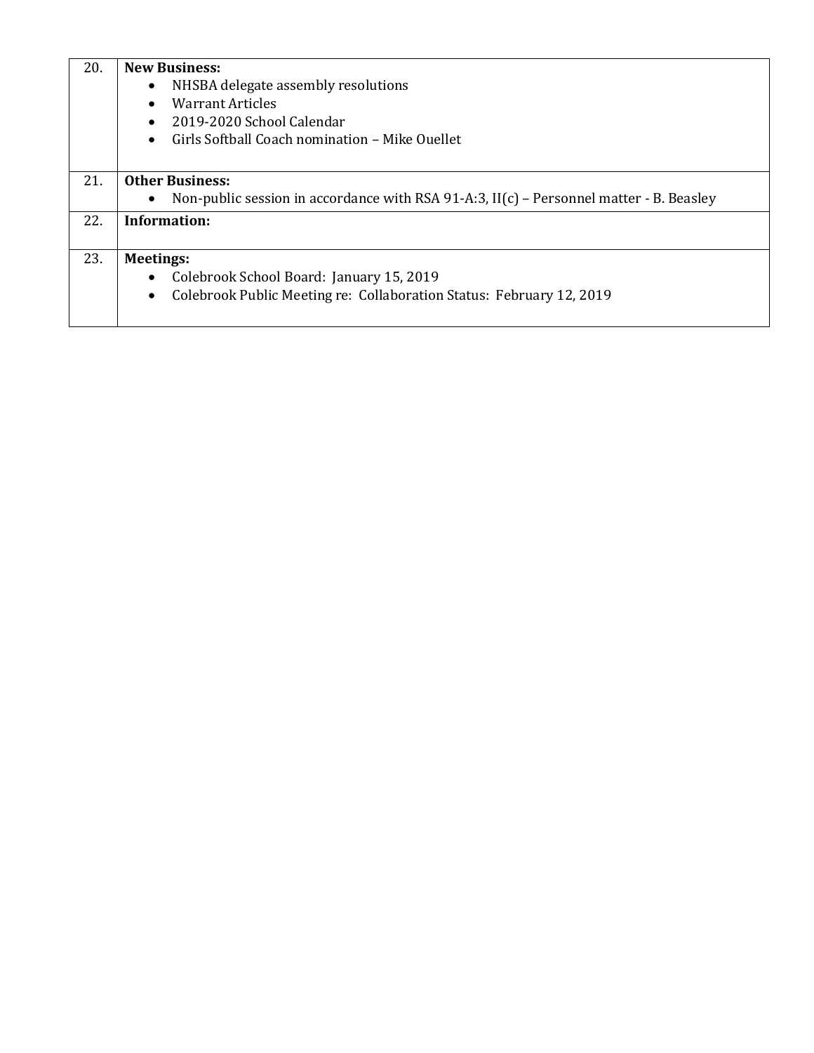| | |
|---|---|
| 20. | **New Business:**<br>• NHSBA delegate assembly resolutions<br>• Warrant Articles<br>• 2019-2020 School Calendar<br>• Girls Softball Coach nomination – Mike Ouellet |
| 21. | **Other Business:**<br>• Non-public session in accordance with RSA 91-A:3, II(c) – Personnel matter - B. Beasley |
| 22. | **Information:** |
| 23. | **Meetings:**<br>• Colebrook School Board: January 15, 2019<br>• Colebrook Public Meeting re: Collaboration Status: February 12, 2019 |